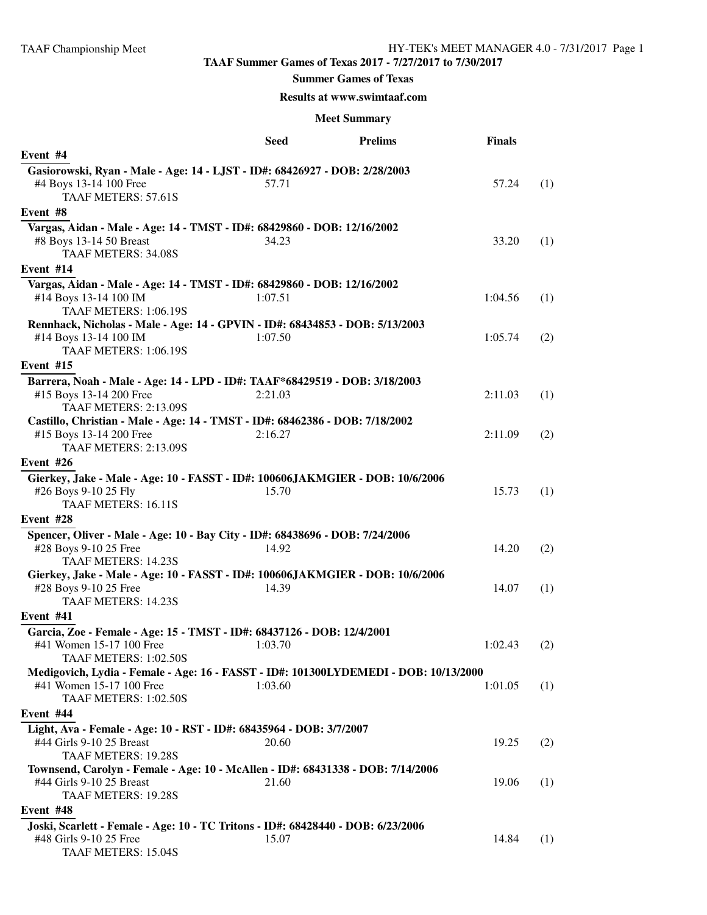**TAAF Summer Games of Texas 2017 - 7/27/2017 to 7/30/2017**

**Summer Games of Texas**

**Results at www.swimtaaf.com**

**Meet Summary**

| | Seed | Prelims | Finals | |
|---|---|---|---|---|
| **Event #4** | | | | |
| **Gasiorowski, Ryan - Male - Age: 14 - LJST - ID#: 68426927 - DOB: 2/28/2003** | | | | |
| #4 Boys 13-14 100 Free | 57.71 | | 57.24 | (1) |
| TAAF METERS: 57.61S | | | | |
| **Event #8** | | | | |
| **Vargas, Aidan - Male - Age: 14 - TMST - ID#: 68429860 - DOB: 12/16/2002** | | | | |
| #8 Boys 13-14 50 Breast | 34.23 | | 33.20 | (1) |
| TAAF METERS: 34.08S | | | | |
| **Event #14** | | | | |
| **Vargas, Aidan - Male - Age: 14 - TMST - ID#: 68429860 - DOB: 12/16/2002** | | | | |
| #14 Boys 13-14 100 IM | 1:07.51 | | 1:04.56 | (1) |
| TAAF METERS: 1:06.19S | | | | |
| **Rennhack, Nicholas - Male - Age: 14 - GPVIN - ID#: 68434853 - DOB: 5/13/2003** | | | | |
| #14 Boys 13-14 100 IM | 1:07.50 | | 1:05.74 | (2) |
| TAAF METERS: 1:06.19S | | | | |
| **Event #15** | | | | |
| **Barrera, Noah - Male - Age: 14 - LPD - ID#: TAAF*68429519 - DOB: 3/18/2003** | | | | |
| #15 Boys 13-14 200 Free | 2:21.03 | | 2:11.03 | (1) |
| TAAF METERS: 2:13.09S | | | | |
| **Castillo, Christian - Male - Age: 14 - TMST - ID#: 68462386 - DOB: 7/18/2002** | | | | |
| #15 Boys 13-14 200 Free | 2:16.27 | | 2:11.09 | (2) |
| TAAF METERS: 2:13.09S | | | | |
| **Event #26** | | | | |
| **Gierkey, Jake - Male - Age: 10 - FASST - ID#: 100606JAKMGIER - DOB: 10/6/2006** | | | | |
| #26 Boys 9-10 25 Fly | 15.70 | | 15.73 | (1) |
| TAAF METERS: 16.11S | | | | |
| **Event #28** | | | | |
| **Spencer, Oliver - Male - Age: 10 - Bay City - ID#: 68438696 - DOB: 7/24/2006** | | | | |
| #28 Boys 9-10 25 Free | 14.92 | | 14.20 | (2) |
| TAAF METERS: 14.23S | | | | |
| **Gierkey, Jake - Male - Age: 10 - FASST - ID#: 100606JAKMGIER - DOB: 10/6/2006** | | | | |
| #28 Boys 9-10 25 Free | 14.39 | | 14.07 | (1) |
| TAAF METERS: 14.23S | | | | |
| **Event #41** | | | | |
| **Garcia, Zoe - Female - Age: 15 - TMST - ID#: 68437126 - DOB: 12/4/2001** | | | | |
| #41 Women 15-17 100 Free | 1:03.70 | | 1:02.43 | (2) |
| TAAF METERS: 1:02.50S | | | | |
| **Medigovich, Lydia - Female - Age: 16 - FASST - ID#: 101300LYDEMEDI - DOB: 10/13/2000** | | | | |
| #41 Women 15-17 100 Free | 1:03.60 | | 1:01.05 | (1) |
| TAAF METERS: 1:02.50S | | | | |
| **Event #44** | | | | |
| **Light, Ava - Female - Age: 10 - RST - ID#: 68435964 - DOB: 3/7/2007** | | | | |
| #44 Girls 9-10 25 Breast | 20.60 | | 19.25 | (2) |
| TAAF METERS: 19.28S | | | | |
| **Townsend, Carolyn - Female - Age: 10 - McAllen - ID#: 68431338 - DOB: 7/14/2006** | | | | |
| #44 Girls 9-10 25 Breast | 21.60 | | 19.06 | (1) |
| TAAF METERS: 19.28S | | | | |
| **Event #48** | | | | |
| **Joski, Scarlett - Female - Age: 10 - TC Tritons - ID#: 68428440 - DOB: 6/23/2006** | | | | |
| #48 Girls 9-10 25 Free | 15.07 | | 14.84 | (1) |
| TAAF METERS: 15.04S | | | | |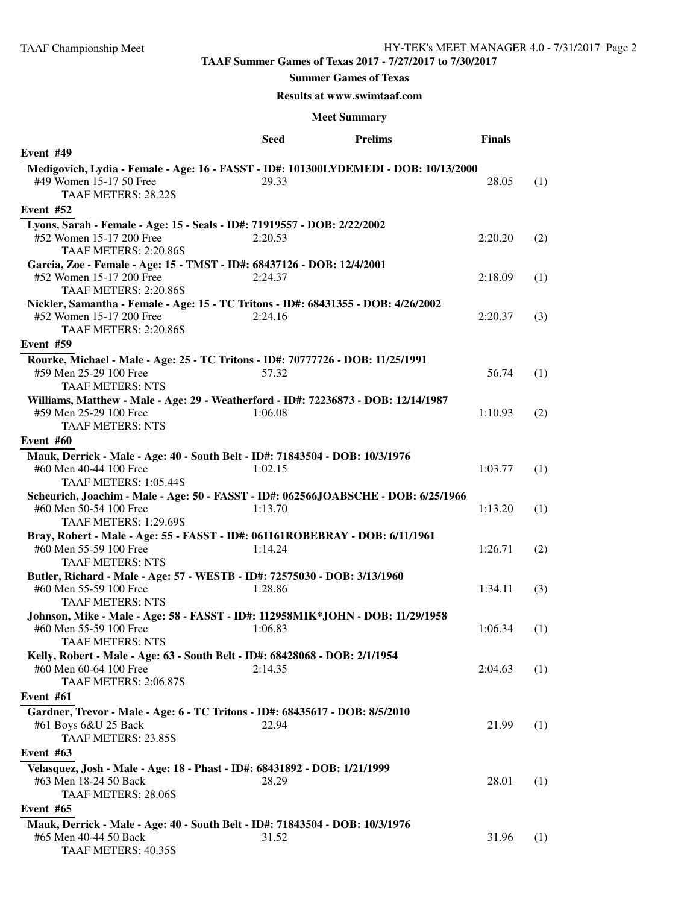**TAAF Summer Games of Texas 2017 - 7/27/2017 to 7/30/2017**

**Summer Games of Texas**

**Results at www.swimtaaf.com**

**Meet Summary**

| | Seed | Prelims | Finals | |
|---|---|---|---|---|
| **Event #49** | | | | |
| **Medigovich, Lydia - Female - Age: 16 - FASST - ID#: 101300LYDEMEDI - DOB: 10/13/2000** | | | | |
| #49 Women 15-17 50 Free | 29.33 | | 28.05 | (1) |
| TAAF METERS: 28.22S | | | | |
| **Event #52** | | | | |
| **Lyons, Sarah - Female - Age: 15 - Seals - ID#: 71919557 - DOB: 2/22/2002** | | | | |
| #52 Women 15-17 200 Free | 2:20.53 | | 2:20.20 | (2) |
| TAAF METERS: 2:20.86S | | | | |
| **Garcia, Zoe - Female - Age: 15 - TMST - ID#: 68437126 - DOB: 12/4/2001** | | | | |
| #52 Women 15-17 200 Free | 2:24.37 | | 2:18.09 | (1) |
| TAAF METERS: 2:20.86S | | | | |
| **Nickler, Samantha - Female - Age: 15 - TC Tritons - ID#: 68431355 - DOB: 4/26/2002** | | | | |
| #52 Women 15-17 200 Free | 2:24.16 | | 2:20.37 | (3) |
| TAAF METERS: 2:20.86S | | | | |
| **Event #59** | | | | |
| **Rourke, Michael - Male - Age: 25 - TC Tritons - ID#: 70777726 - DOB: 11/25/1991** | | | | |
| #59 Men 25-29 100 Free | 57.32 | | 56.74 | (1) |
| TAAF METERS: NTS | | | | |
| **Williams, Matthew - Male - Age: 29 - Weatherford - ID#: 72236873 - DOB: 12/14/1987** | | | | |
| #59 Men 25-29 100 Free | 1:06.08 | | 1:10.93 | (2) |
| TAAF METERS: NTS | | | | |
| **Event #60** | | | | |
| **Mauk, Derrick - Male - Age: 40 - South Belt - ID#: 71843504 - DOB: 10/3/1976** | | | | |
| #60 Men 40-44 100 Free | 1:02.15 | | 1:03.77 | (1) |
| TAAF METERS: 1:05.44S | | | | |
| **Scheurich, Joachim - Male - Age: 50 - FASST - ID#: 062566JOABSCHE - DOB: 6/25/1966** | | | | |
| #60 Men 50-54 100 Free | 1:13.70 | | 1:13.20 | (1) |
| TAAF METERS: 1:29.69S | | | | |
| **Bray, Robert - Male - Age: 55 - FASST - ID#: 061161ROBEBRAY - DOB: 6/11/1961** | | | | |
| #60 Men 55-59 100 Free | 1:14.24 | | 1:26.71 | (2) |
| TAAF METERS: NTS | | | | |
| **Butler, Richard - Male - Age: 57 - WESTB - ID#: 72575030 - DOB: 3/13/1960** | | | | |
| #60 Men 55-59 100 Free | 1:28.86 | | 1:34.11 | (3) |
| TAAF METERS: NTS | | | | |
| **Johnson, Mike - Male - Age: 58 - FASST - ID#: 112958MIK*JOHN - DOB: 11/29/1958** | | | | |
| #60 Men 55-59 100 Free | 1:06.83 | | 1:06.34 | (1) |
| TAAF METERS: NTS | | | | |
| **Kelly, Robert - Male - Age: 63 - South Belt - ID#: 68428068 - DOB: 2/1/1954** | | | | |
| #60 Men 60-64 100 Free | 2:14.35 | | 2:04.63 | (1) |
| TAAF METERS: 2:06.87S | | | | |
| **Event #61** | | | | |
| **Gardner, Trevor - Male - Age: 6 - TC Tritons - ID#: 68435617 - DOB: 8/5/2010** | | | | |
| #61 Boys 6&U 25 Back | 22.94 | | 21.99 | (1) |
| TAAF METERS: 23.85S | | | | |
| **Event #63** | | | | |
| **Velasquez, Josh - Male - Age: 18 - Phast - ID#: 68431892 - DOB: 1/21/1999** | | | | |
| #63 Men 18-24 50 Back | 28.29 | | 28.01 | (1) |
| TAAF METERS: 28.06S | | | | |
| **Event #65** | | | | |
| **Mauk, Derrick - Male - Age: 40 - South Belt - ID#: 71843504 - DOB: 10/3/1976** | | | | |
| #65 Men 40-44 50 Back | 31.52 | | 31.96 | (1) |
| TAAF METERS: 40.35S | | | | |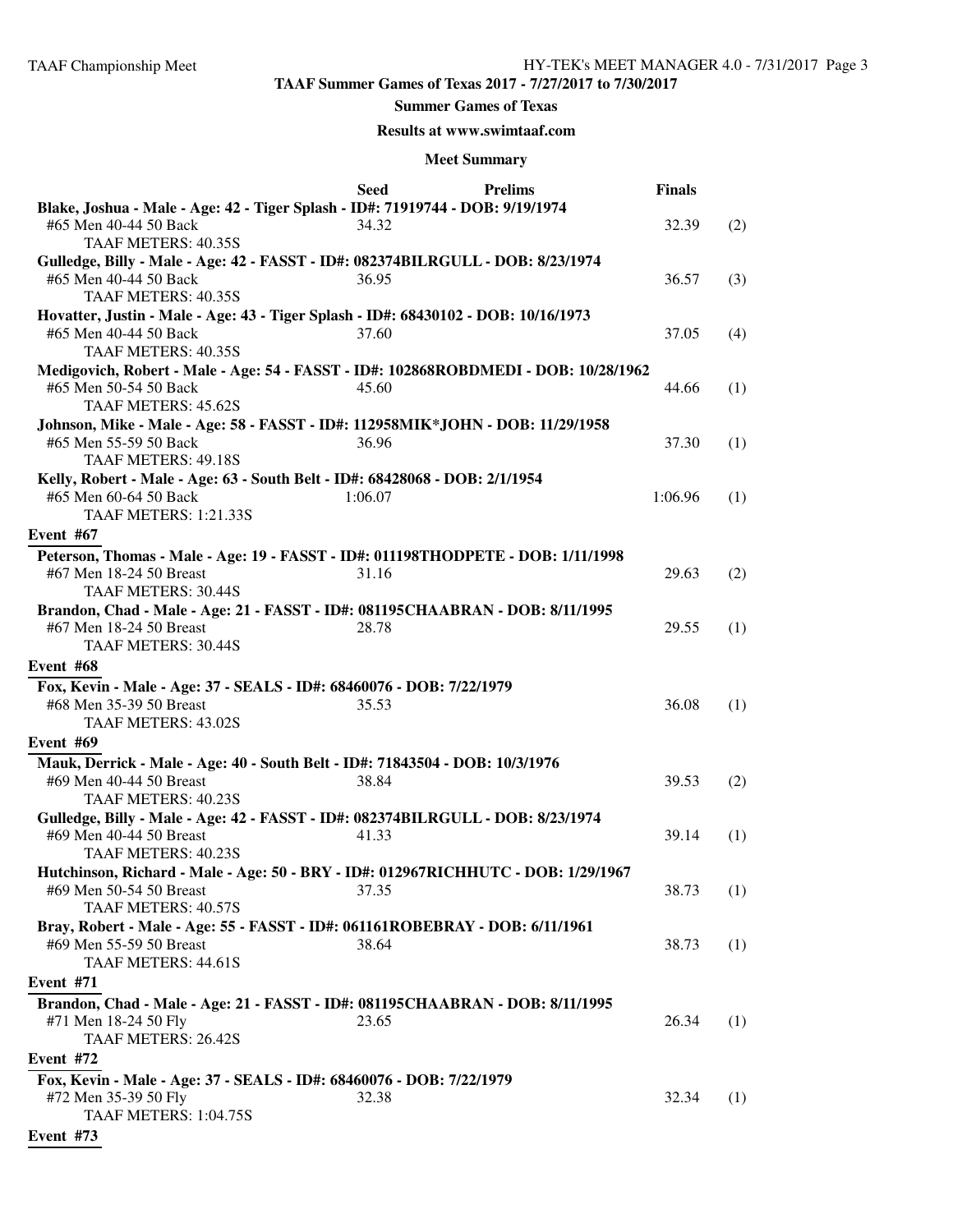**TAAF Summer Games of Texas 2017 - 7/27/2017 to 7/30/2017**

**Summer Games of Texas**

**Results at www.swimtaaf.com**

**Meet Summary**

| | Seed | Prelims | Finals | |
|---|---|---|---|---|
| **Blake, Joshua - Male - Age: 42 - Tiger Splash - ID#: 71919744 - DOB: 9/19/1974** | | | | |
| #65 Men 40-44 50 Back | 34.32 | | 32.39 | (2) |
| TAAF METERS: 40.35S | | | | |
| **Gulledge, Billy - Male - Age: 42 - FASST - ID#: 082374BILRGULL - DOB: 8/23/1974** | | | | |
| #65 Men 40-44 50 Back | 36.95 | | 36.57 | (3) |
| TAAF METERS: 40.35S | | | | |
| **Hovatter, Justin - Male - Age: 43 - Tiger Splash - ID#: 68430102 - DOB: 10/16/1973** | | | | |
| #65 Men 40-44 50 Back | 37.60 | | 37.05 | (4) |
| TAAF METERS: 40.35S | | | | |
| **Medigovich, Robert - Male - Age: 54 - FASST - ID#: 102868ROBDMEDI - DOB: 10/28/1962** | | | | |
| #65 Men 50-54 50 Back | 45.60 | | 44.66 | (1) |
| TAAF METERS: 45.62S | | | | |
| **Johnson, Mike - Male - Age: 58 - FASST - ID#: 112958MIK*JOHN - DOB: 11/29/1958** | | | | |
| #65 Men 55-59 50 Back | 36.96 | | 37.30 | (1) |
| TAAF METERS: 49.18S | | | | |
| **Kelly, Robert - Male - Age: 63 - South Belt - ID#: 68428068 - DOB: 2/1/1954** | | | | |
| #65 Men 60-64 50 Back | 1:06.07 | | 1:06.96 | (1) |
| TAAF METERS: 1:21.33S | | | | |
| **Event #67** | | | | |
| **Peterson, Thomas - Male - Age: 19 - FASST - ID#: 011198THODPETE - DOB: 1/11/1998** | | | | |
| #67 Men 18-24 50 Breast | 31.16 | | 29.63 | (2) |
| TAAF METERS: 30.44S | | | | |
| **Brandon, Chad - Male - Age: 21 - FASST - ID#: 081195CHAABRAN - DOB: 8/11/1995** | | | | |
| #67 Men 18-24 50 Breast | 28.78 | | 29.55 | (1) |
| TAAF METERS: 30.44S | | | | |
| **Event #68** | | | | |
| **Fox, Kevin - Male - Age: 37 - SEALS - ID#: 68460076 - DOB: 7/22/1979** | | | | |
| #68 Men 35-39 50 Breast | 35.53 | | 36.08 | (1) |
| TAAF METERS: 43.02S | | | | |
| **Event #69** | | | | |
| **Mauk, Derrick - Male - Age: 40 - South Belt - ID#: 71843504 - DOB: 10/3/1976** | | | | |
| #69 Men 40-44 50 Breast | 38.84 | | 39.53 | (2) |
| TAAF METERS: 40.23S | | | | |
| **Gulledge, Billy - Male - Age: 42 - FASST - ID#: 082374BILRGULL - DOB: 8/23/1974** | | | | |
| #69 Men 40-44 50 Breast | 41.33 | | 39.14 | (1) |
| TAAF METERS: 40.23S | | | | |
| **Hutchinson, Richard - Male - Age: 50 - BRY - ID#: 012967RICHHUTC - DOB: 1/29/1967** | | | | |
| #69 Men 50-54 50 Breast | 37.35 | | 38.73 | (1) |
| TAAF METERS: 40.57S | | | | |
| **Bray, Robert - Male - Age: 55 - FASST - ID#: 061161ROBEBRAY - DOB: 6/11/1961** | | | | |
| #69 Men 55-59 50 Breast | 38.64 | | 38.73 | (1) |
| TAAF METERS: 44.61S | | | | |
| **Event #71** | | | | |
| **Brandon, Chad - Male - Age: 21 - FASST - ID#: 081195CHAABRAN - DOB: 8/11/1995** | | | | |
| #71 Men 18-24 50 Fly | 23.65 | | 26.34 | (1) |
| TAAF METERS: 26.42S | | | | |
| **Event #72** | | | | |
| **Fox, Kevin - Male - Age: 37 - SEALS - ID#: 68460076 - DOB: 7/22/1979** | | | | |
| #72 Men 35-39 50 Fly | 32.38 | | 32.34 | (1) |
| TAAF METERS: 1:04.75S | | | | |
| **Event #73** | | | | |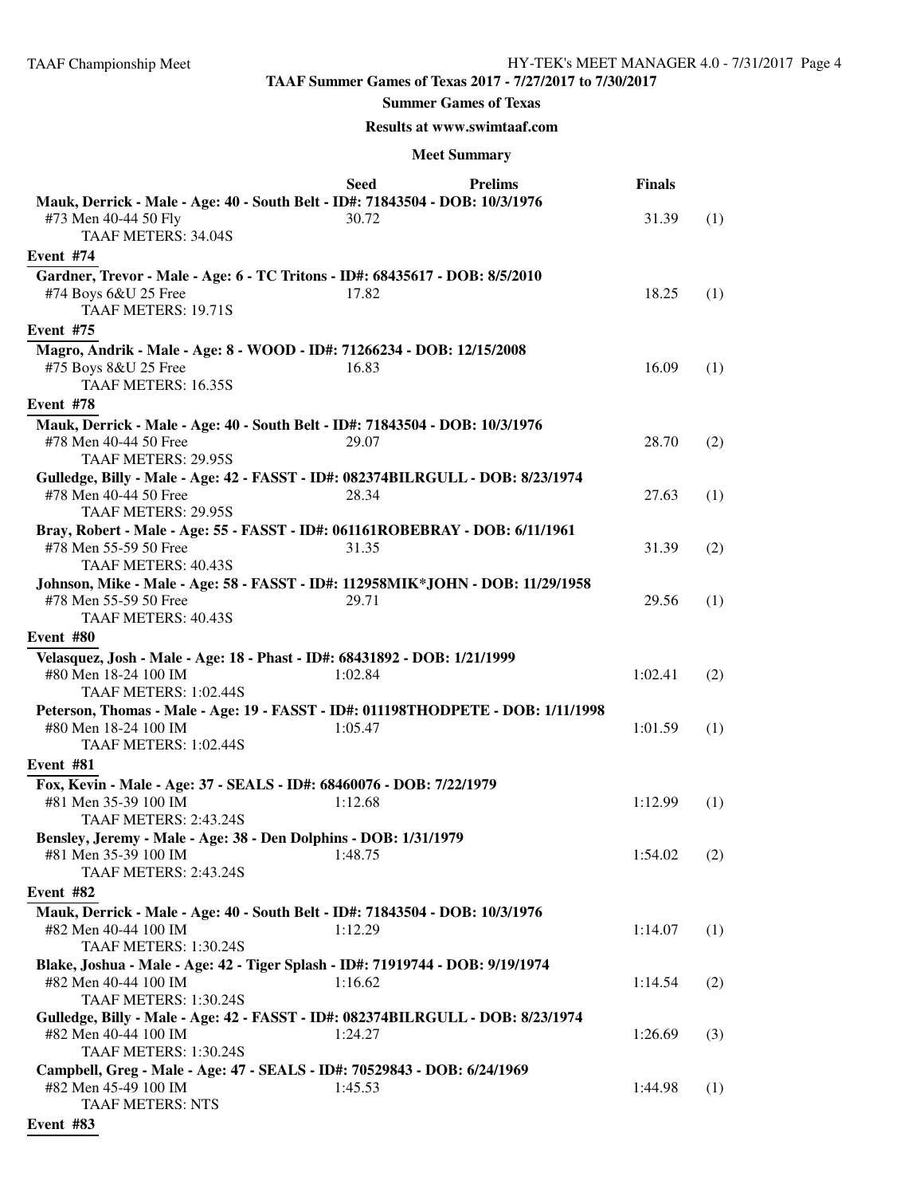## TAAF Summer Games of Texas 2017 - 7/27/2017 to 7/30/2017

### Summer Games of Texas

### Results at www.swimtaaf.com

### Meet Summary

| | Seed | Prelims | Finals | |
|---|---|---|---|---|
| **Mauk, Derrick - Male - Age: 40 - South Belt - ID#: 71843504 - DOB: 10/3/1976** | | | | |
| #73 Men 40-44 50 Fly | 30.72 | | 31.39 | (1) |
| TAAF METERS: 34.04S | | | | |
| **Event #74** | | | | |
| **Gardner, Trevor - Male - Age: 6 - TC Tritons - ID#: 68435617 - DOB: 8/5/2010** | | | | |
| #74 Boys 6&U 25 Free | 17.82 | | 18.25 | (1) |
| TAAF METERS: 19.71S | | | | |
| **Event #75** | | | | |
| **Magro, Andrik - Male - Age: 8 - WOOD - ID#: 71266234 - DOB: 12/15/2008** | | | | |
| #75 Boys 8&U 25 Free | 16.83 | | 16.09 | (1) |
| TAAF METERS: 16.35S | | | | |
| **Event #78** | | | | |
| **Mauk, Derrick - Male - Age: 40 - South Belt - ID#: 71843504 - DOB: 10/3/1976** | | | | |
| #78 Men 40-44 50 Free | 29.07 | | 28.70 | (2) |
| TAAF METERS: 29.95S | | | | |
| **Gulledge, Billy - Male - Age: 42 - FASST - ID#: 082374BILRGULL - DOB: 8/23/1974** | | | | |
| #78 Men 40-44 50 Free | 28.34 | | 27.63 | (1) |
| TAAF METERS: 29.95S | | | | |
| **Bray, Robert - Male - Age: 55 - FASST - ID#: 061161ROBEBRAY - DOB: 6/11/1961** | | | | |
| #78 Men 55-59 50 Free | 31.35 | | 31.39 | (2) |
| TAAF METERS: 40.43S | | | | |
| **Johnson, Mike - Male - Age: 58 - FASST - ID#: 112958MIK*JOHN - DOB: 11/29/1958** | | | | |
| #78 Men 55-59 50 Free | 29.71 | | 29.56 | (1) |
| TAAF METERS: 40.43S | | | | |
| **Event #80** | | | | |
| **Velasquez, Josh - Male - Age: 18 - Phast - ID#: 68431892 - DOB: 1/21/1999** | | | | |
| #80 Men 18-24 100 IM | 1:02.84 | | 1:02.41 | (2) |
| TAAF METERS: 1:02.44S | | | | |
| **Peterson, Thomas - Male - Age: 19 - FASST - ID#: 011198THODPETE - DOB: 1/11/1998** | | | | |
| #80 Men 18-24 100 IM | 1:05.47 | | 1:01.59 | (1) |
| TAAF METERS: 1:02.44S | | | | |
| **Event #81** | | | | |
| **Fox, Kevin - Male - Age: 37 - SEALS - ID#: 68460076 - DOB: 7/22/1979** | | | | |
| #81 Men 35-39 100 IM | 1:12.68 | | 1:12.99 | (1) |
| TAAF METERS: 2:43.24S | | | | |
| **Bensley, Jeremy - Male - Age: 38 - Den Dolphins - DOB: 1/31/1979** | | | | |
| #81 Men 35-39 100 IM | 1:48.75 | | 1:54.02 | (2) |
| TAAF METERS: 2:43.24S | | | | |
| **Event #82** | | | | |
| **Mauk, Derrick - Male - Age: 40 - South Belt - ID#: 71843504 - DOB: 10/3/1976** | | | | |
| #82 Men 40-44 100 IM | 1:12.29 | | 1:14.07 | (1) |
| TAAF METERS: 1:30.24S | | | | |
| **Blake, Joshua - Male - Age: 42 - Tiger Splash - ID#: 71919744 - DOB: 9/19/1974** | | | | |
| #82 Men 40-44 100 IM | 1:16.62 | | 1:14.54 | (2) |
| TAAF METERS: 1:30.24S | | | | |
| **Gulledge, Billy - Male - Age: 42 - FASST - ID#: 082374BILRGULL - DOB: 8/23/1974** | | | | |
| #82 Men 40-44 100 IM | 1:24.27 | | 1:26.69 | (3) |
| TAAF METERS: 1:30.24S | | | | |
| **Campbell, Greg - Male - Age: 47 - SEALS - ID#: 70529843 - DOB: 6/24/1969** | | | | |
| #82 Men 45-49 100 IM | 1:45.53 | | 1:44.98 | (1) |
| TAAF METERS: NTS | | | | |
| **Event #83** | | | | |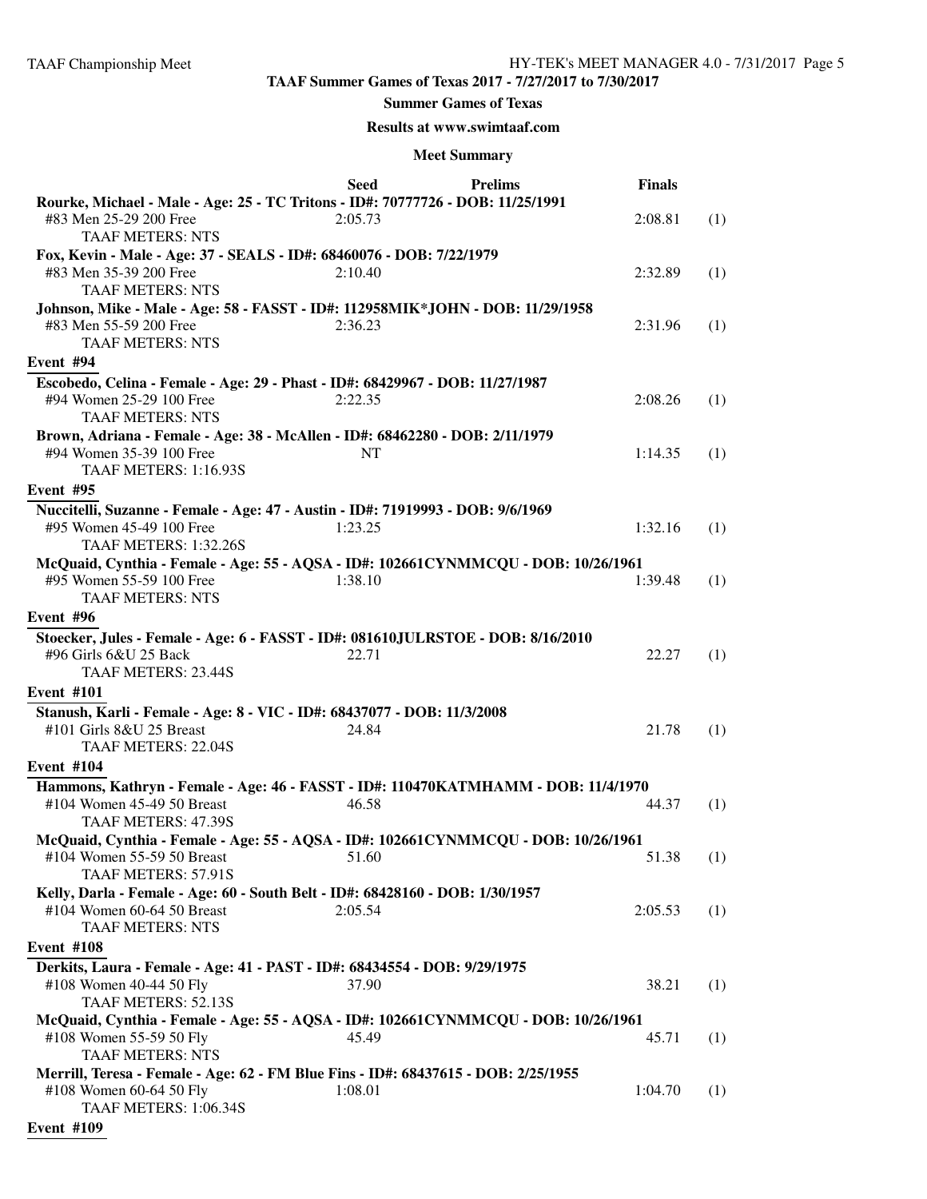**TAAF Summer Games of Texas 2017 - 7/27/2017 to 7/30/2017**

**Summer Games of Texas**

**Results at www.swimtaaf.com**

**Meet Summary**

| | Seed | Prelims | Finals | |
|---|---|---|---|---|
| **Rourke, Michael - Male - Age: 25 - TC Tritons - ID#: 70777726 - DOB: 11/25/1991** | | | | |
| #83 Men 25-29 200 Free | 2:05.73 | | 2:08.81 | (1) |
| TAAF METERS: NTS | | | | |
| **Fox, Kevin - Male - Age: 37 - SEALS - ID#: 68460076 - DOB: 7/22/1979** | | | | |
| #83 Men 35-39 200 Free | 2:10.40 | | 2:32.89 | (1) |
| TAAF METERS: NTS | | | | |
| **Johnson, Mike - Male - Age: 58 - FASST - ID#: 112958MIK*JOHN - DOB: 11/29/1958** | | | | |
| #83 Men 55-59 200 Free | 2:36.23 | | 2:31.96 | (1) |
| TAAF METERS: NTS | | | | |
| **Event #94** | | | | |
| **Escobedo, Celina - Female - Age: 29 - Phast - ID#: 68429967 - DOB: 11/27/1987** | | | | |
| #94 Women 25-29 100 Free | 2:22.35 | | 2:08.26 | (1) |
| TAAF METERS: NTS | | | | |
| **Brown, Adriana - Female - Age: 38 - McAllen - ID#: 68462280 - DOB: 2/11/1979** | | | | |
| #94 Women 35-39 100 Free | NT | | 1:14.35 | (1) |
| TAAF METERS: 1:16.93S | | | | |
| **Event #95** | | | | |
| **Nuccitelli, Suzanne - Female - Age: 47 - Austin - ID#: 71919993 - DOB: 9/6/1969** | | | | |
| #95 Women 45-49 100 Free | 1:23.25 | | 1:32.16 | (1) |
| TAAF METERS: 1:32.26S | | | | |
| **McQuaid, Cynthia - Female - Age: 55 - AQSA - ID#: 102661CYNMMCQU - DOB: 10/26/1961** | | | | |
| #95 Women 55-59 100 Free | 1:38.10 | | 1:39.48 | (1) |
| TAAF METERS: NTS | | | | |
| **Event #96** | | | | |
| **Stoecker, Jules - Female - Age: 6 - FASST - ID#: 081610JULRSTOE - DOB: 8/16/2010** | | | | |
| #96 Girls 6&U 25 Back | 22.71 | | 22.27 | (1) |
| TAAF METERS: 23.44S | | | | |
| **Event #101** | | | | |
| **Stanush, Karli - Female - Age: 8 - VIC - ID#: 68437077 - DOB: 11/3/2008** | | | | |
| #101 Girls 8&U 25 Breast | 24.84 | | 21.78 | (1) |
| TAAF METERS: 22.04S | | | | |
| **Event #104** | | | | |
| **Hammons, Kathryn - Female - Age: 46 - FASST - ID#: 110470KATMHAMM - DOB: 11/4/1970** | | | | |
| #104 Women 45-49 50 Breast | 46.58 | | 44.37 | (1) |
| TAAF METERS: 47.39S | | | | |
| **McQuaid, Cynthia - Female - Age: 55 - AQSA - ID#: 102661CYNMMCQU - DOB: 10/26/1961** | | | | |
| #104 Women 55-59 50 Breast | 51.60 | | 51.38 | (1) |
| TAAF METERS: 57.91S | | | | |
| **Kelly, Darla - Female - Age: 60 - South Belt - ID#: 68428160 - DOB: 1/30/1957** | | | | |
| #104 Women 60-64 50 Breast | 2:05.54 | | 2:05.53 | (1) |
| TAAF METERS: NTS | | | | |
| **Event #108** | | | | |
| **Derkits, Laura - Female - Age: 41 - PAST - ID#: 68434554 - DOB: 9/29/1975** | | | | |
| #108 Women 40-44 50 Fly | 37.90 | | 38.21 | (1) |
| TAAF METERS: 52.13S | | | | |
| **McQuaid, Cynthia - Female - Age: 55 - AQSA - ID#: 102661CYNMMCQU - DOB: 10/26/1961** | | | | |
| #108 Women 55-59 50 Fly | 45.49 | | 45.71 | (1) |
| TAAF METERS: NTS | | | | |
| **Merrill, Teresa - Female - Age: 62 - FM Blue Fins - ID#: 68437615 - DOB: 2/25/1955** | | | | |
| #108 Women 60-64 50 Fly | 1:08.01 | | 1:04.70 | (1) |
| TAAF METERS: 1:06.34S | | | | |
| **Event #109** | | | | |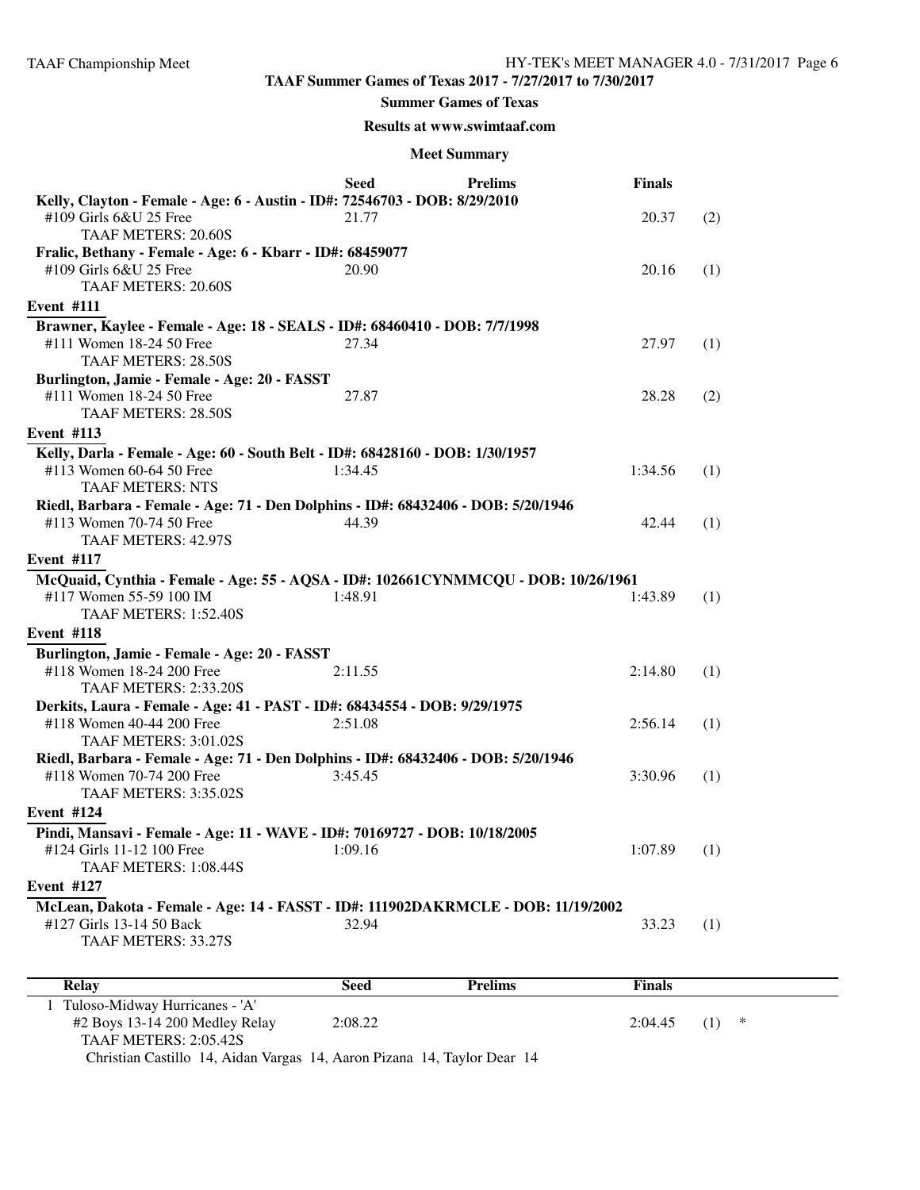**TAAF Summer Games of Texas 2017 - 7/27/2017 to 7/30/2017**

**Summer Games of Texas**

**Results at www.swimtaaf.com**

**Meet Summary**

| | Seed | Prelims | Finals | |
|---|---|---|---|---|
| **Kelly, Clayton - Female - Age: 6 - Austin - ID#: 72546703 - DOB: 8/29/2010** | | | | |
| #109 Girls 6&U 25 Free | 21.77 | | 20.37 | (2) |
| TAAF METERS: 20.60S | | | | |
| **Fralic, Bethany - Female - Age: 6 - Kbarr - ID#: 68459077** | | | | |
| #109 Girls 6&U 25 Free | 20.90 | | 20.16 | (1) |
| TAAF METERS: 20.60S | | | | |
| **Event #111** | | | | |
| **Brawner, Kaylee - Female - Age: 18 - SEALS - ID#: 68460410 - DOB: 7/7/1998** | | | | |
| #111 Women 18-24 50 Free | 27.34 | | 27.97 | (1) |
| TAAF METERS: 28.50S | | | | |
| **Burlington, Jamie - Female - Age: 20 - FASST** | | | | |
| #111 Women 18-24 50 Free | 27.87 | | 28.28 | (2) |
| TAAF METERS: 28.50S | | | | |
| **Event #113** | | | | |
| **Kelly, Darla - Female - Age: 60 - South Belt - ID#: 68428160 - DOB: 1/30/1957** | | | | |
| #113 Women 60-64 50 Free | 1:34.45 | | 1:34.56 | (1) |
| TAAF METERS: NTS | | | | |
| **Riedl, Barbara - Female - Age: 71 - Den Dolphins - ID#: 68432406 - DOB: 5/20/1946** | | | | |
| #113 Women 70-74 50 Free | 44.39 | | 42.44 | (1) |
| TAAF METERS: 42.97S | | | | |
| **Event #117** | | | | |
| **McQuaid, Cynthia - Female - Age: 55 - AQSA - ID#: 102661CYNMMCQU - DOB: 10/26/1961** | | | | |
| #117 Women 55-59 100 IM | 1:48.91 | | 1:43.89 | (1) |
| TAAF METERS: 1:52.40S | | | | |
| **Event #118** | | | | |
| **Burlington, Jamie - Female - Age: 20 - FASST** | | | | |
| #118 Women 18-24 200 Free | 2:11.55 | | 2:14.80 | (1) |
| TAAF METERS: 2:33.20S | | | | |
| **Derkits, Laura - Female - Age: 41 - PAST - ID#: 68434554 - DOB: 9/29/1975** | | | | |
| #118 Women 40-44 200 Free | 2:51.08 | | 2:56.14 | (1) |
| TAAF METERS: 3:01.02S | | | | |
| **Riedl, Barbara - Female - Age: 71 - Den Dolphins - ID#: 68432406 - DOB: 5/20/1946** | | | | |
| #118 Women 70-74 200 Free | 3:45.45 | | 3:30.96 | (1) |
| TAAF METERS: 3:35.02S | | | | |
| **Event #124** | | | | |
| **Pindi, Mansavi - Female - Age: 11 - WAVE - ID#: 70169727 - DOB: 10/18/2005** | | | | |
| #124 Girls 11-12 100 Free | 1:09.16 | | 1:07.89 | (1) |
| TAAF METERS: 1:08.44S | | | | |
| **Event #127** | | | | |
| **McLean, Dakota - Female - Age: 14 - FASST - ID#: 111902DAKRMCLE - DOB: 11/19/2002** | | | | |
| #127 Girls 13-14 50 Back | 32.94 | | 33.23 | (1) |
| TAAF METERS: 33.27S | | | | |

| Relay | Seed | Prelims | Finals | | |
|---|---|---|---|---|---|
| 1 Tuloso-Midway Hurricanes - 'A' | | | | | |
| #2 Boys 13-14 200 Medley Relay | 2:08.22 | | 2:04.45 | (1) | * |
| TAAF METERS: 2:05.42S | | | | | |
| Christian Castillo 14, Aidan Vargas 14, Aaron Pizana 14, Taylor Dear 14 | | | | | |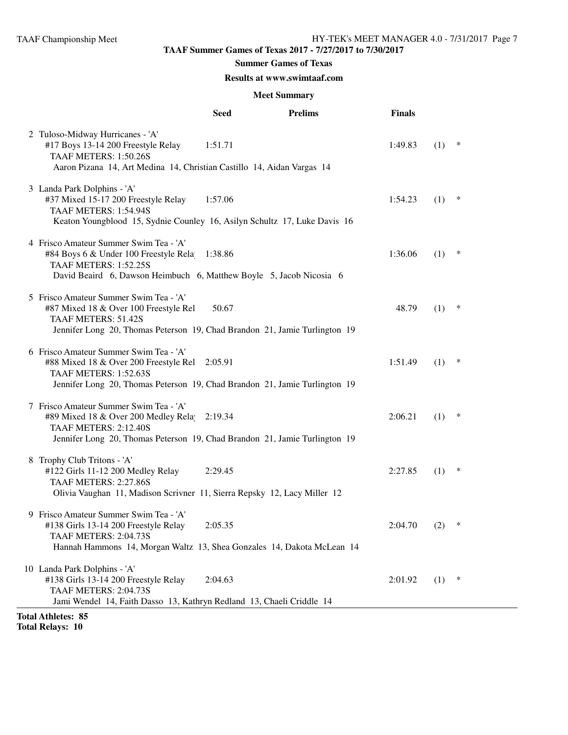**TAAF Summer Games of Texas 2017 - 7/27/2017 to 7/30/2017**

**Summer Games of Texas**

**Results at www.swimtaaf.com**

**Meet Summary**

| | Seed | Prelims | Finals | | |
|---|---|---|---|---|---|
| 2 Tuloso-Midway Hurricanes - 'A' | | | | | |
| #17 Boys 13-14 200 Freestyle Relay | 1:51.71 | | 1:49.83 | (1) | * |
| TAAF METERS: 1:50.26S | | | | | |
| Aaron Pizana 14, Art Medina 14, Christian Castillo 14, Aidan Vargas 14 | | | | | |
| 3 Landa Park Dolphins - 'A' | | | | | |
| #37 Mixed 15-17 200 Freestyle Relay | 1:57.06 | | 1:54.23 | (1) | * |
| TAAF METERS: 1:54.94S | | | | | |
| Keaton Youngblood 15, Sydnie Counley 16, Asilyn Schultz 17, Luke Davis 16 | | | | | |
| 4 Frisco Amateur Summer Swim Tea - 'A' | | | | | |
| #84 Boys 6 & Under 100 Freestyle Rela | 1:38.86 | | 1:36.06 | (1) | * |
| TAAF METERS: 1:52.25S | | | | | |
| David Beaird 6, Dawson Heimbuch 6, Matthew Boyle 5, Jacob Nicosia 6 | | | | | |
| 5 Frisco Amateur Summer Swim Tea - 'A' | | | | | |
| #87 Mixed 18 & Over 100 Freestyle Rel | 50.67 | | 48.79 | (1) | * |
| TAAF METERS: 51.42S | | | | | |
| Jennifer Long 20, Thomas Peterson 19, Chad Brandon 21, Jamie Turlington 19 | | | | | |
| 6 Frisco Amateur Summer Swim Tea - 'A' | | | | | |
| #88 Mixed 18 & Over 200 Freestyle Rel | 2:05.91 | | 1:51.49 | (1) | * |
| TAAF METERS: 1:52.63S | | | | | |
| Jennifer Long 20, Thomas Peterson 19, Chad Brandon 21, Jamie Turlington 19 | | | | | |
| 7 Frisco Amateur Summer Swim Tea - 'A' | | | | | |
| #89 Mixed 18 & Over 200 Medley Rela | 2:19.34 | | 2:06.21 | (1) | * |
| TAAF METERS: 2:12.40S | | | | | |
| Jennifer Long 20, Thomas Peterson 19, Chad Brandon 21, Jamie Turlington 19 | | | | | |
| 8 Trophy Club Tritons - 'A' | | | | | |
| #122 Girls 11-12 200 Medley Relay | 2:29.45 | | 2:27.85 | (1) | * |
| TAAF METERS: 2:27.86S | | | | | |
| Olivia Vaughan 11, Madison Scrivner 11, Sierra Repsky 12, Lacy Miller 12 | | | | | |
| 9 Frisco Amateur Summer Swim Tea - 'A' | | | | | |
| #138 Girls 13-14 200 Freestyle Relay | 2:05.35 | | 2:04.70 | (2) | * |
| TAAF METERS: 2:04.73S | | | | | |
| Hannah Hammons 14, Morgan Waltz 13, Shea Gonzales 14, Dakota McLean 14 | | | | | |
| 10 Landa Park Dolphins - 'A' | | | | | |
| #138 Girls 13-14 200 Freestyle Relay | 2:04.63 | | 2:01.92 | (1) | * |
| TAAF METERS: 2:04.73S | | | | | |
| Jami Wendel 14, Faith Dasso 13, Kathryn Redland 13, Chaeli Criddle 14 | | | | | |

**Total Athletes: 85**
**Total Relays: 10**